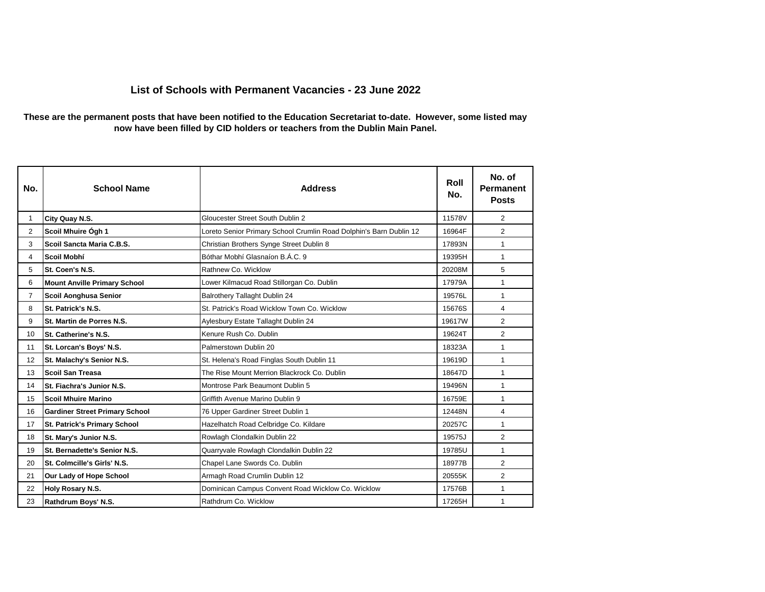# List of Schools with Permanent Vacancies - 23 June 2022

**These are the permanent posts that have been notified to the Education Secretariat to-date. However, some listed may now have been filled by CID holders or teachers from the Dublin Main Panel.**

| No. | School Name | Address | Roll No. | No. of Permanent Posts |
|---|---|---|---|---|
| 1 | **City Quay N.S.** | Gloucester Street South Dublin 2 | 11578V | 2 |
| 2 | **Scoil Mhuire Ógh 1** | Loreto Senior Primary School Crumlin Road Dolphin's Barn Dublin 12 | 16964F | 2 |
| 3 | **Scoil Sancta Maria C.B.S.** | Christian Brothers Synge Street Dublin 8 | 17893N | 1 |
| 4 | **Scoil Mobhí** | Bóthar Mobhí Glasnaíon B.Á.C. 9 | 19395H | 1 |
| 5 | **St. Coen's N.S.** | Rathnew Co. Wicklow | 20208M | 5 |
| 6 | **Mount Anville Primary School** | Lower Kilmacud Road Stillorgan Co. Dublin | 17979A | 1 |
| 7 | **Scoil Aonghusa Senior** | Balrothery Tallaght Dublin 24 | 19576L | 1 |
| 8 | **St. Patrick's N.S.** | St. Patrick's Road Wicklow Town Co. Wicklow | 15676S | 4 |
| 9 | **St. Martin de Porres N.S.** | Aylesbury Estate Tallaght Dublin 24 | 19617W | 2 |
| 10 | **St. Catherine's N.S.** | Kenure Rush Co. Dublin | 19624T | 2 |
| 11 | **St. Lorcan's Boys' N.S.** | Palmerstown Dublin 20 | 18323A | 1 |
| 12 | **St. Malachy's Senior N.S.** | St. Helena's Road Finglas South Dublin 11 | 19619D | 1 |
| 13 | **Scoil San Treasa** | The Rise Mount Merrion Blackrock Co. Dublin | 18647D | 1 |
| 14 | **St. Fiachra's Junior N.S.** | Montrose Park Beaumont Dublin 5 | 19496N | 1 |
| 15 | **Scoil Mhuire Marino** | Griffith Avenue Marino Dublin 9 | 16759E | 1 |
| 16 | **Gardiner Street Primary School** | 76 Upper Gardiner Street Dublin 1 | 12448N | 4 |
| 17 | **St. Patrick's Primary School** | Hazelhatch Road Celbridge Co. Kildare | 20257C | 1 |
| 18 | **St. Mary's Junior N.S.** | Rowlagh Clondalkin Dublin 22 | 19575J | 2 |
| 19 | **St. Bernadette's Senior N.S.** | Quarryvale Rowlagh Clondalkin Dublin 22 | 19785U | 1 |
| 20 | **St. Colmcille's Girls' N.S.** | Chapel Lane Swords Co. Dublin | 18977B | 2 |
| 21 | **Our Lady of Hope School** | Armagh Road Crumlin Dublin 12 | 20555K | 2 |
| 22 | **Holy Rosary N.S.** | Dominican Campus Convent Road Wicklow Co. Wicklow | 17576B | 1 |
| 23 | **Rathdrum Boys' N.S.** | Rathdrum Co. Wicklow | 17265H | 1 |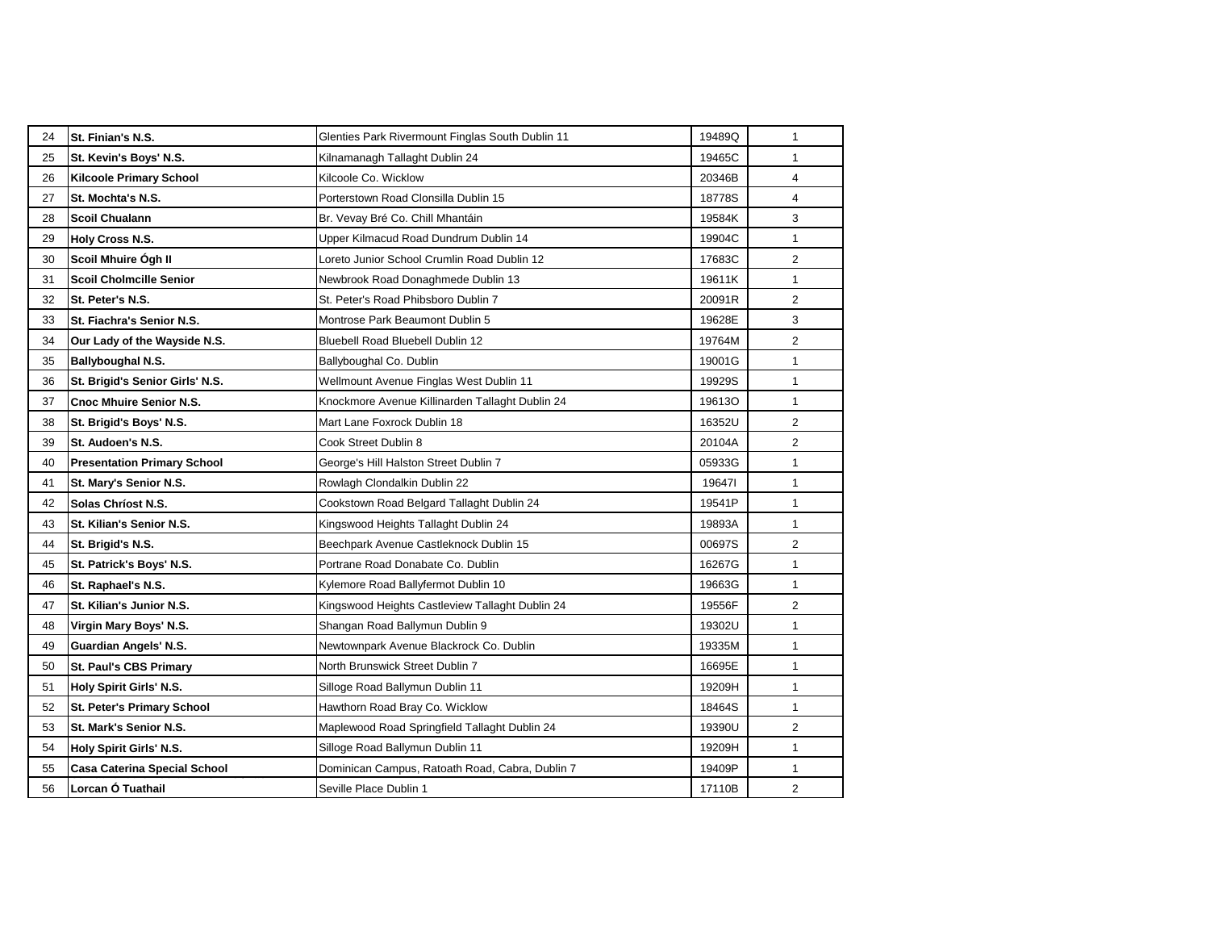| | | | | |
|---|---|---|---|---|
| 24 | **St. Finian's N.S.** | Glenties Park Rivermount Finglas South Dublin 11 | 19489Q | 1 |
| 25 | **St. Kevin's Boys' N.S.** | Kilnamanagh Tallaght Dublin 24 | 19465C | 1 |
| 26 | **Kilcoole Primary School** | Kilcoole Co. Wicklow | 20346B | 4 |
| 27 | **St. Mochta's N.S.** | Porterstown Road Clonsilla Dublin 15 | 18778S | 4 |
| 28 | **Scoil Chualann** | Br. Vevay Bré Co. Chill Mhantáin | 19584K | 3 |
| 29 | **Holy Cross N.S.** | Upper Kilmacud Road Dundrum Dublin 14 | 19904C | 1 |
| 30 | **Scoil Mhuire Ógh II** | Loreto Junior School Crumlin Road Dublin 12 | 17683C | 2 |
| 31 | **Scoil Cholmcille Senior** | Newbrook Road Donaghmede Dublin 13 | 19611K | 1 |
| 32 | **St. Peter's N.S.** | St. Peter's Road Phibsboro Dublin 7 | 20091R | 2 |
| 33 | **St. Fiachra's Senior N.S.** | Montrose Park Beaumont Dublin 5 | 19628E | 3 |
| 34 | **Our Lady of the Wayside N.S.** | Bluebell Road Bluebell Dublin 12 | 19764M | 2 |
| 35 | **Ballyboughal N.S.** | Ballyboughal Co. Dublin | 19001G | 1 |
| 36 | **St. Brigid's Senior Girls' N.S.** | Wellmount Avenue Finglas West Dublin 11 | 19929S | 1 |
| 37 | **Cnoc Mhuire Senior N.S.** | Knockmore Avenue Killinarden Tallaght Dublin 24 | 19613O | 1 |
| 38 | **St. Brigid's Boys' N.S.** | Mart Lane Foxrock Dublin 18 | 16352U | 2 |
| 39 | **St. Audoen's N.S.** | Cook Street Dublin 8 | 20104A | 2 |
| 40 | **Presentation Primary School** | George's Hill Halston Street Dublin 7 | 05933G | 1 |
| 41 | **St. Mary's Senior N.S.** | Rowlagh Clondalkin Dublin 22 | 19647I | 1 |
| 42 | **Solas Chríost N.S.** | Cookstown Road Belgard Tallaght Dublin 24 | 19541P | 1 |
| 43 | **St. Kilian's Senior N.S.** | Kingswood Heights Tallaght Dublin 24 | 19893A | 1 |
| 44 | **St. Brigid's N.S.** | Beechpark Avenue Castleknock Dublin 15 | 00697S | 2 |
| 45 | **St. Patrick's Boys' N.S.** | Portrane Road Donabate Co. Dublin | 16267G | 1 |
| 46 | **St. Raphael's N.S.** | Kylemore Road Ballyfermot Dublin 10 | 19663G | 1 |
| 47 | **St. Kilian's Junior N.S.** | Kingswood Heights Castleview Tallaght Dublin 24 | 19556F | 2 |
| 48 | **Virgin Mary Boys' N.S.** | Shangan Road Ballymun Dublin 9 | 19302U | 1 |
| 49 | **Guardian Angels' N.S.** | Newtownpark Avenue Blackrock Co. Dublin | 19335M | 1 |
| 50 | **St. Paul's CBS Primary** | North Brunswick Street Dublin 7 | 16695E | 1 |
| 51 | **Holy Spirit Girls' N.S.** | Silloge Road Ballymun Dublin 11 | 19209H | 1 |
| 52 | **St. Peter's Primary School** | Hawthorn Road Bray Co. Wicklow | 18464S | 1 |
| 53 | **St. Mark's Senior N.S.** | Maplewood Road Springfield Tallaght Dublin 24 | 19390U | 2 |
| 54 | **Holy Spirit Girls' N.S.** | Silloge Road Ballymun Dublin 11 | 19209H | 1 |
| 55 | **Casa Caterina Special School** | Dominican Campus, Ratoath Road, Cabra, Dublin 7 | 19409P | 1 |
| 56 | **Lorcan Ó Tuathail** | Seville Place Dublin 1 | 17110B | 2 |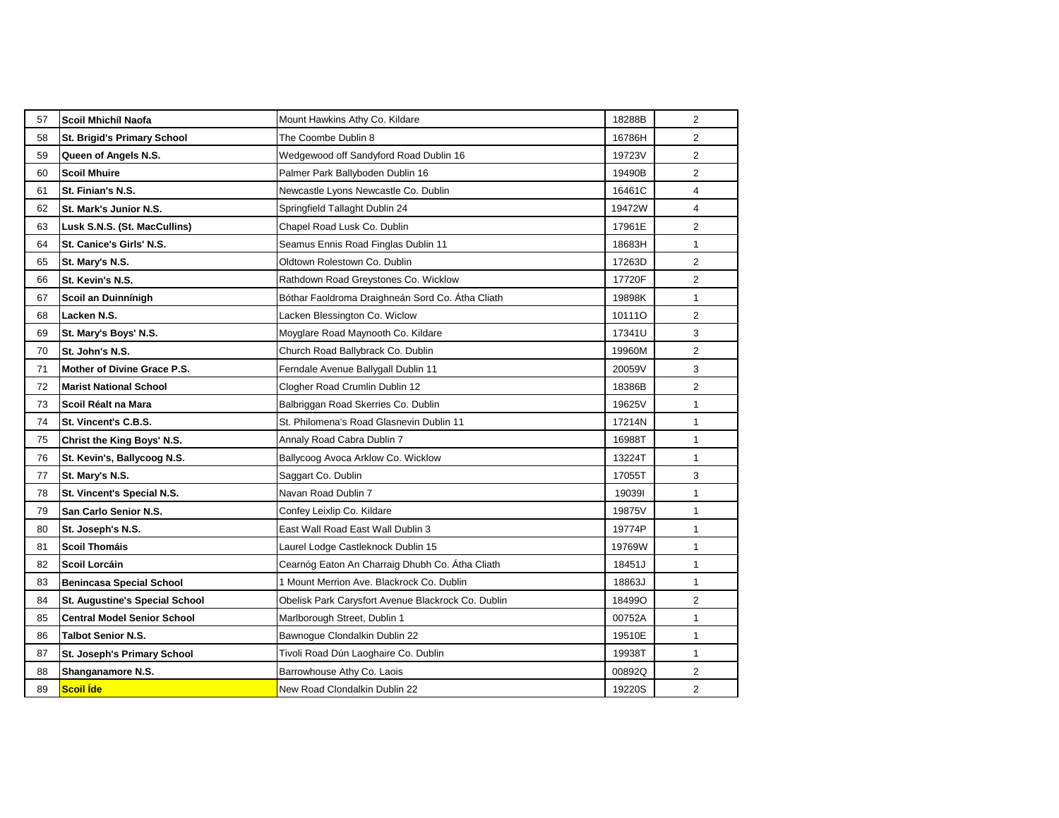| 57 | **Scoil Mhichíl Naofa** | Mount Hawkins Athy Co. Kildare | 18288B | 2 |
|---|---|---|---|---|
| 58 | **St. Brigid's Primary School** | The Coombe Dublin 8 | 16786H | 2 |
| 59 | **Queen of Angels N.S.** | Wedgewood off Sandyford Road Dublin 16 | 19723V | 2 |
| 60 | **Scoil Mhuire** | Palmer Park Ballyboden Dublin 16 | 19490B | 2 |
| 61 | **St. Finian's N.S.** | Newcastle Lyons Newcastle Co. Dublin | 16461C | 4 |
| 62 | **St. Mark's Junior N.S.** | Springfield Tallaght Dublin 24 | 19472W | 4 |
| 63 | **Lusk S.N.S. (St. MacCullins)** | Chapel Road Lusk Co. Dublin | 17961E | 2 |
| 64 | **St. Canice's Girls' N.S.** | Seamus Ennis Road Finglas Dublin 11 | 18683H | 1 |
| 65 | **St. Mary's N.S.** | Oldtown Rolestown Co. Dublin | 17263D | 2 |
| 66 | **St. Kevin's N.S.** | Rathdown Road Greystones Co. Wicklow | 17720F | 2 |
| 67 | **Scoil an Duinnínigh** | Bóthar Faoldroma Draighneán Sord Co. Átha Cliath | 19898K | 1 |
| 68 | **Lacken N.S.** | Lacken Blessington Co. Wiclow | 10111O | 2 |
| 69 | **St. Mary's Boys' N.S.** | Moyglare Road Maynooth Co. Kildare | 17341U | 3 |
| 70 | **St. John's N.S.** | Church Road Ballybrack Co. Dublin | 19960M | 2 |
| 71 | **Mother of Divine Grace P.S.** | Ferndale Avenue Ballygall Dublin 11 | 20059V | 3 |
| 72 | **Marist National School** | Clogher Road Crumlin Dublin 12 | 18386B | 2 |
| 73 | **Scoil Réalt na Mara** | Balbriggan Road Skerries Co. Dublin | 19625V | 1 |
| 74 | **St. Vincent's C.B.S.** | St. Philomena's Road Glasnevin Dublin 11 | 17214N | 1 |
| 75 | **Christ the King Boys' N.S.** | Annaly Road Cabra Dublin 7 | 16988T | 1 |
| 76 | **St. Kevin's, Ballycoog N.S.** | Ballycoog Avoca Arklow Co. Wicklow | 13224T | 1 |
| 77 | **St. Mary's N.S.** | Saggart Co. Dublin | 17055T | 3 |
| 78 | **St. Vincent's Special N.S.** | Navan Road Dublin 7 | 19039I | 1 |
| 79 | **San Carlo Senior N.S.** | Confey Leixlip Co. Kildare | 19875V | 1 |
| 80 | **St. Joseph's N.S.** | East Wall Road East Wall Dublin 3 | 19774P | 1 |
| 81 | **Scoil Thomáis** | Laurel Lodge Castleknock Dublin 15 | 19769W | 1 |
| 82 | **Scoil Lorcáin** | Cearnóg Eaton An Charraig Dhubh Co. Átha Cliath | 18451J | 1 |
| 83 | **Benincasa Special School** | 1 Mount Merrion Ave. Blackrock Co. Dublin | 18863J | 1 |
| 84 | **St. Augustine's Special School** | Obelisk Park Carysfort Avenue Blackrock Co. Dublin | 18499O | 2 |
| 85 | **Central Model Senior School** | Marlborough Street, Dublin 1 | 00752A | 1 |
| 86 | **Talbot Senior N.S.** | Bawnogue Clondalkin Dublin 22 | 19510E | 1 |
| 87 | **St. Joseph's Primary School** | Tivoli Road Dún Laoghaire Co. Dublin | 19938T | 1 |
| 88 | **Shanganamore N.S.** | Barrowhouse Athy Co. Laois | 00892Q | 2 |
| 89 | **Scoil Íde** | New Road Clondalkin Dublin 22 | 19220S | 2 |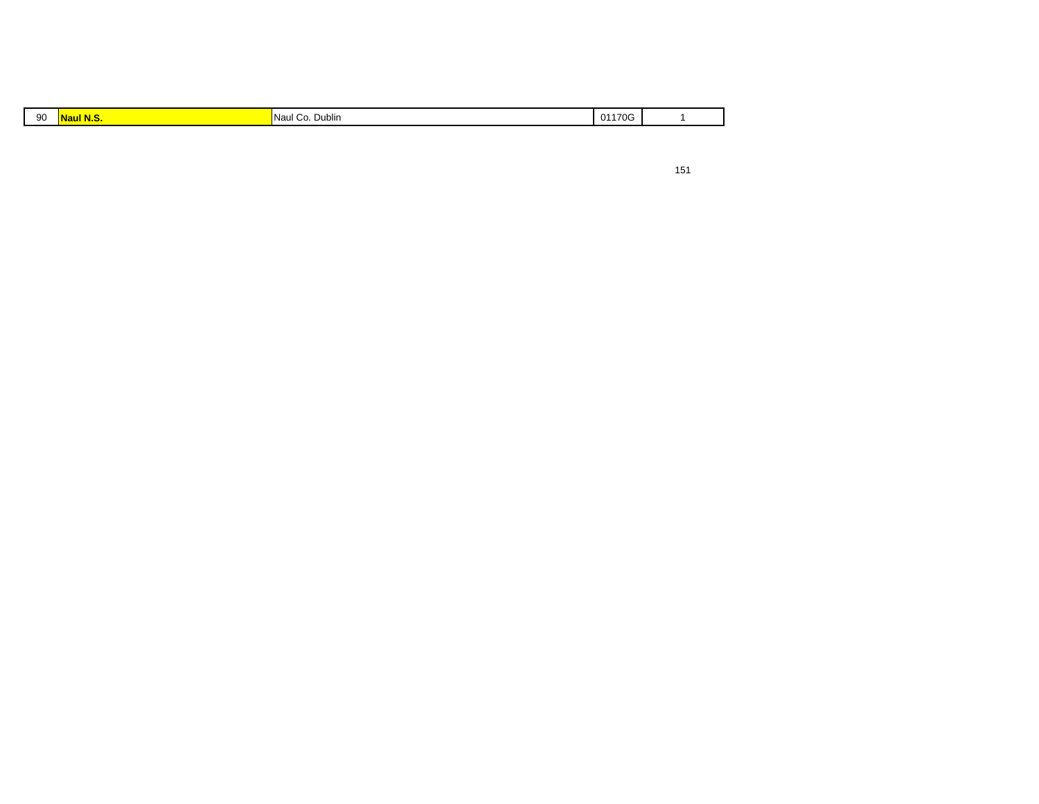| | | | | |
|---|---|---|---|---|
| 90 | **Naul N.S.** | Naul Co. Dublin | 01170G | 1 |
| | | | | 151 |